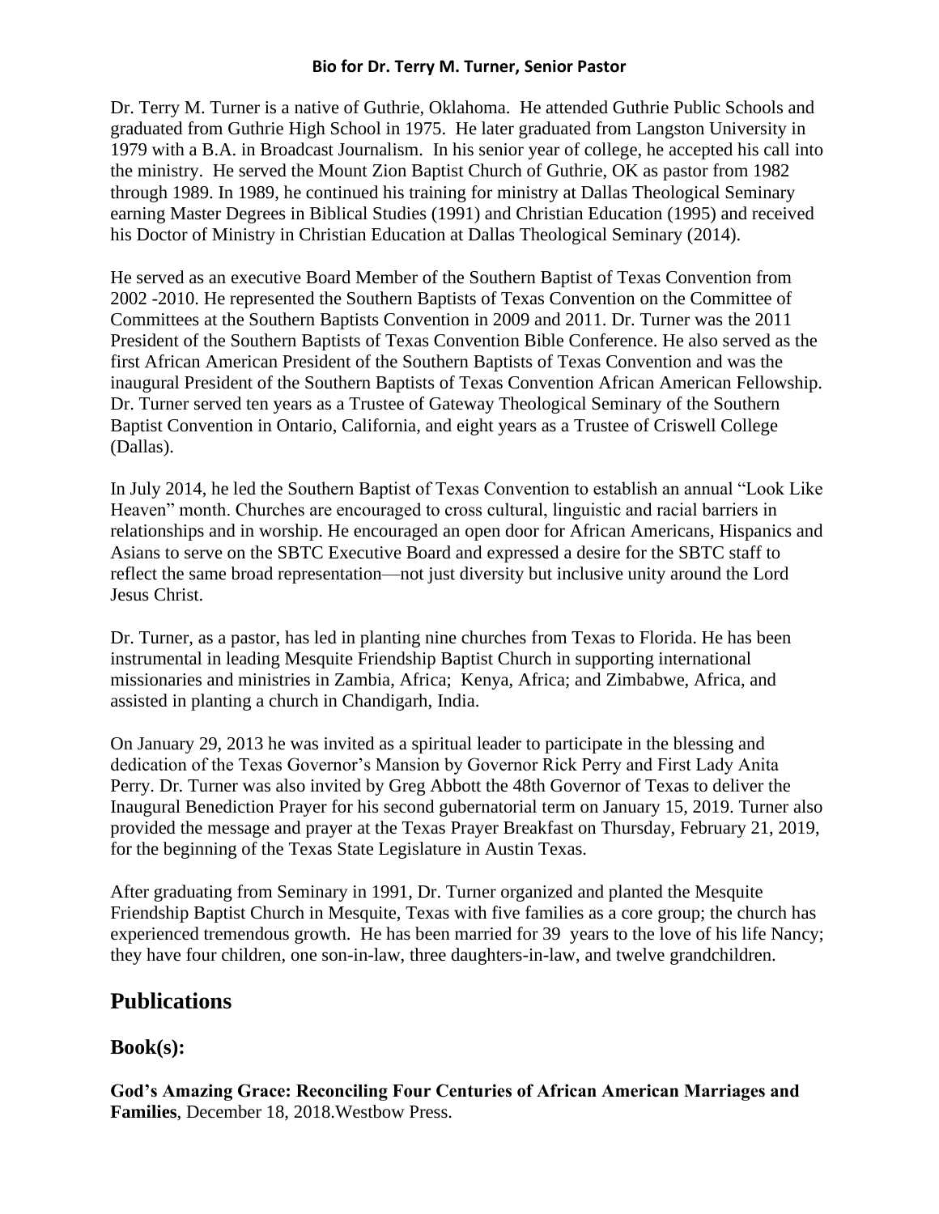**Bio for Dr. Terry M. Turner, Senior Pastor**

Dr. Terry M. Turner is a native of Guthrie, Oklahoma. He attended Guthrie Public Schools and graduated from Guthrie High School in 1975. He later graduated from Langston University in 1979 with a B.A. in Broadcast Journalism. In his senior year of college, he accepted his call into the ministry. He served the Mount Zion Baptist Church of Guthrie, OK as pastor from 1982 through 1989. In 1989, he continued his training for ministry at Dallas Theological Seminary earning Master Degrees in Biblical Studies (1991) and Christian Education (1995) and received his Doctor of Ministry in Christian Education at Dallas Theological Seminary (2014).

He served as an executive Board Member of the Southern Baptist of Texas Convention from 2002 -2010. He represented the Southern Baptists of Texas Convention on the Committee of Committees at the Southern Baptists Convention in 2009 and 2011. Dr. Turner was the 2011 President of the Southern Baptists of Texas Convention Bible Conference. He also served as the first African American President of the Southern Baptists of Texas Convention and was the inaugural President of the Southern Baptists of Texas Convention African American Fellowship. Dr. Turner served ten years as a Trustee of Gateway Theological Seminary of the Southern Baptist Convention in Ontario, California, and eight years as a Trustee of Criswell College (Dallas).

In July 2014, he led the Southern Baptist of Texas Convention to establish an annual "Look Like Heaven" month. Churches are encouraged to cross cultural, linguistic and racial barriers in relationships and in worship. He encouraged an open door for African Americans, Hispanics and Asians to serve on the SBTC Executive Board and expressed a desire for the SBTC staff to reflect the same broad representation—not just diversity but inclusive unity around the Lord Jesus Christ.

Dr. Turner, as a pastor, has led in planting nine churches from Texas to Florida. He has been instrumental in leading Mesquite Friendship Baptist Church in supporting international missionaries and ministries in Zambia, Africa; Kenya, Africa; and Zimbabwe, Africa, and assisted in planting a church in Chandigarh, India.

On January 29, 2013 he was invited as a spiritual leader to participate in the blessing and dedication of the Texas Governor's Mansion by Governor Rick Perry and First Lady Anita Perry. Dr. Turner was also invited by Greg Abbott the 48th Governor of Texas to deliver the Inaugural Benediction Prayer for his second gubernatorial term on January 15, 2019. Turner also provided the message and prayer at the Texas Prayer Breakfast on Thursday, February 21, 2019, for the beginning of the Texas State Legislature in Austin Texas.

After graduating from Seminary in 1991, Dr. Turner organized and planted the Mesquite Friendship Baptist Church in Mesquite, Texas with five families as a core group; the church has experienced tremendous growth. He has been married for 39 years to the love of his life Nancy; they have four children, one son-in-law, three daughters-in-law, and twelve grandchildren.

## Publications

### Book(s):

**God's Amazing Grace: Reconciling Four Centuries of African American Marriages and Families**, December 18, 2018.Westbow Press.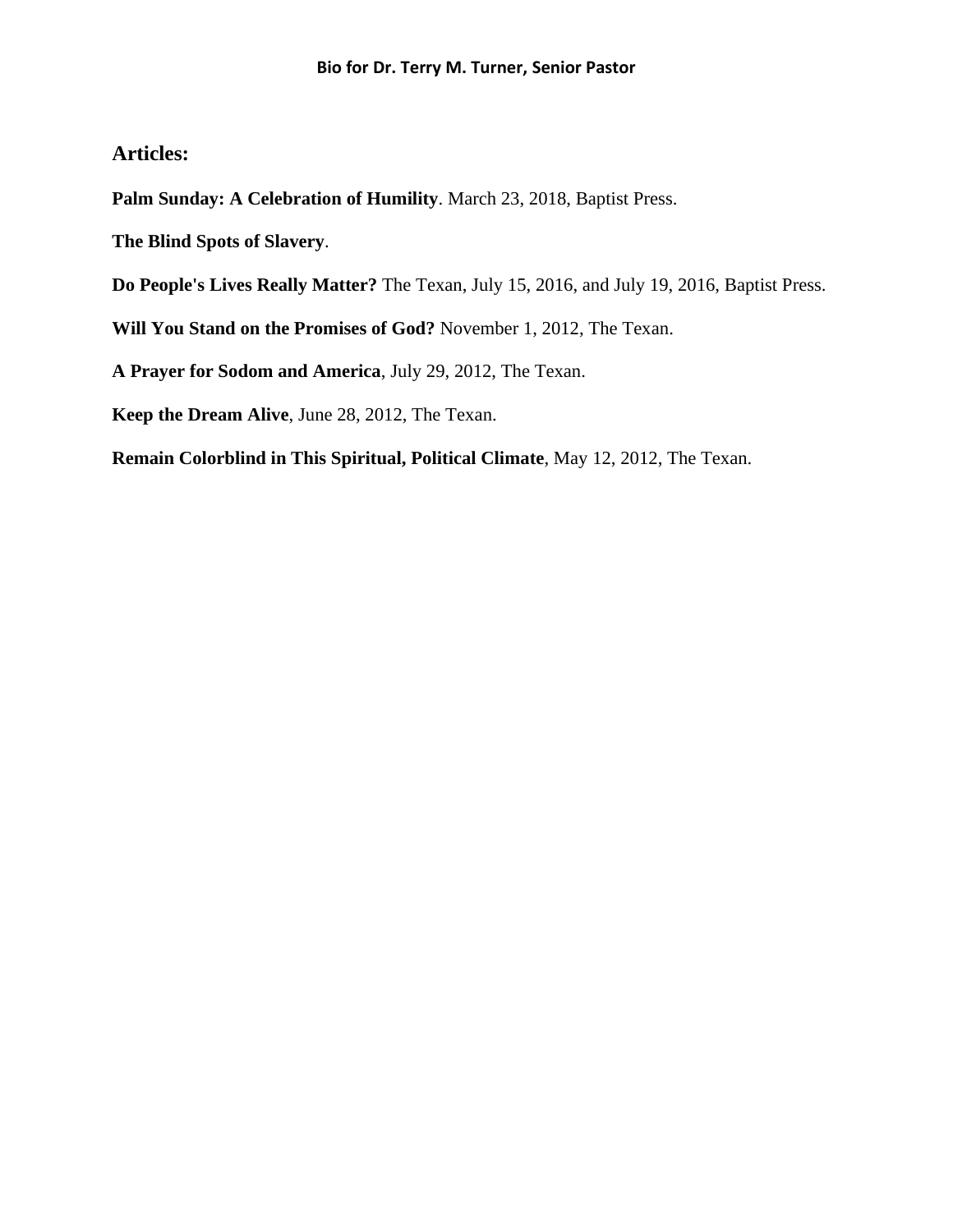## Articles:

**Palm Sunday: A Celebration of Humility**. March 23, 2018, Baptist Press.

**The Blind Spots of Slavery**.

**Do People's Lives Really Matter?** The Texan, July 15, 2016, and July 19, 2016, Baptist Press.

**Will You Stand on the Promises of God?** November 1, 2012, The Texan.

**A Prayer for Sodom and America**, July 29, 2012, The Texan.

**Keep the Dream Alive**, June 28, 2012, The Texan.

**Remain Colorblind in This Spiritual, Political Climate**, May 12, 2012, The Texan.